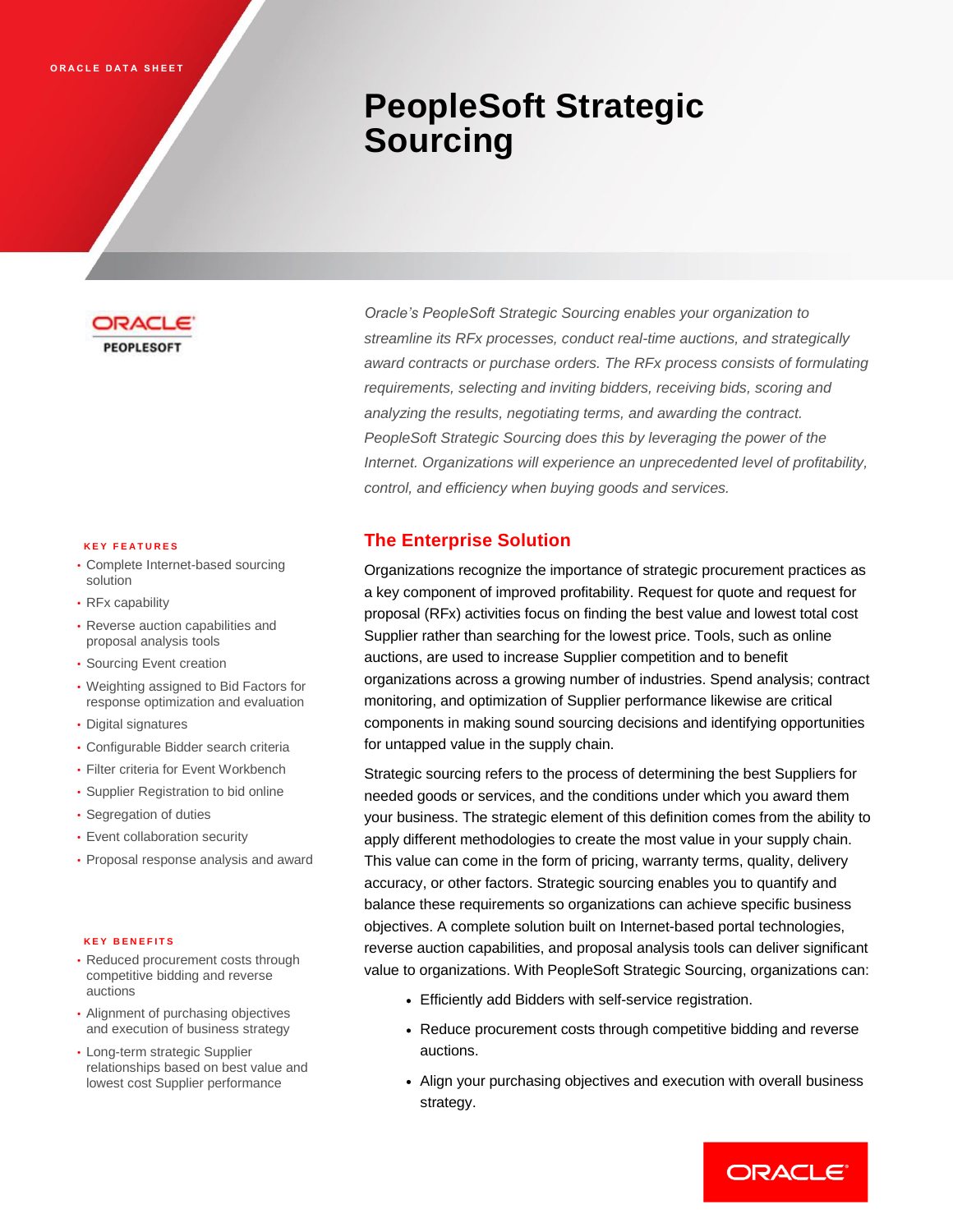ORACLE DATA SHEET

# PeopleSoft Strategic Sourcing

*Oracle's PeopleSoft Strategic Sourcing enables your organization to streamline its RFx processes, conduct real-time auctions, and strategically award contracts or purchase orders. The RFx process consists of formulating requirements, selecting and inviting bidders, receiving bids, scoring and analyzing the results, negotiating terms, and awarding the contract. PeopleSoft Strategic Sourcing does this by leveraging the power of the Internet. Organizations will experience an unprecedented level of profitability, control, and efficiency when buying goods and services.*

**KEY FEATURES**

- Complete Internet-based sourcing solution
- RFx capability
- Reverse auction capabilities and proposal analysis tools
- Sourcing Event creation
- Weighting assigned to Bid Factors for response optimization and evaluation
- Digital signatures
- Configurable Bidder search criteria
- Filter criteria for Event Workbench
- Supplier Registration to bid online
- Segregation of duties
- Event collaboration security
- Proposal response analysis and award

**KEY BENEFITS**

- Reduced procurement costs through competitive bidding and reverse auctions
- Alignment of purchasing objectives and execution of business strategy
- Long-term strategic Supplier relationships based on best value and lowest cost Supplier performance

## The Enterprise Solution

Organizations recognize the importance of strategic procurement practices as a key component of improved profitability. Request for quote and request for proposal (RFx) activities focus on finding the best value and lowest total cost Supplier rather than searching for the lowest price. Tools, such as online auctions, are used to increase Supplier competition and to benefit organizations across a growing number of industries. Spend analysis; contract monitoring, and optimization of Supplier performance likewise are critical components in making sound sourcing decisions and identifying opportunities for untapped value in the supply chain.

Strategic sourcing refers to the process of determining the best Suppliers for needed goods or services, and the conditions under which you award them your business. The strategic element of this definition comes from the ability to apply different methodologies to create the most value in your supply chain. This value can come in the form of pricing, warranty terms, quality, delivery accuracy, or other factors. Strategic sourcing enables you to quantify and balance these requirements so organizations can achieve specific business objectives. A complete solution built on Internet-based portal technologies, reverse auction capabilities, and proposal analysis tools can deliver significant value to organizations. With PeopleSoft Strategic Sourcing, organizations can:

- Efficiently add Bidders with self-service registration.
- Reduce procurement costs through competitive bidding and reverse auctions.
- Align your purchasing objectives and execution with overall business strategy.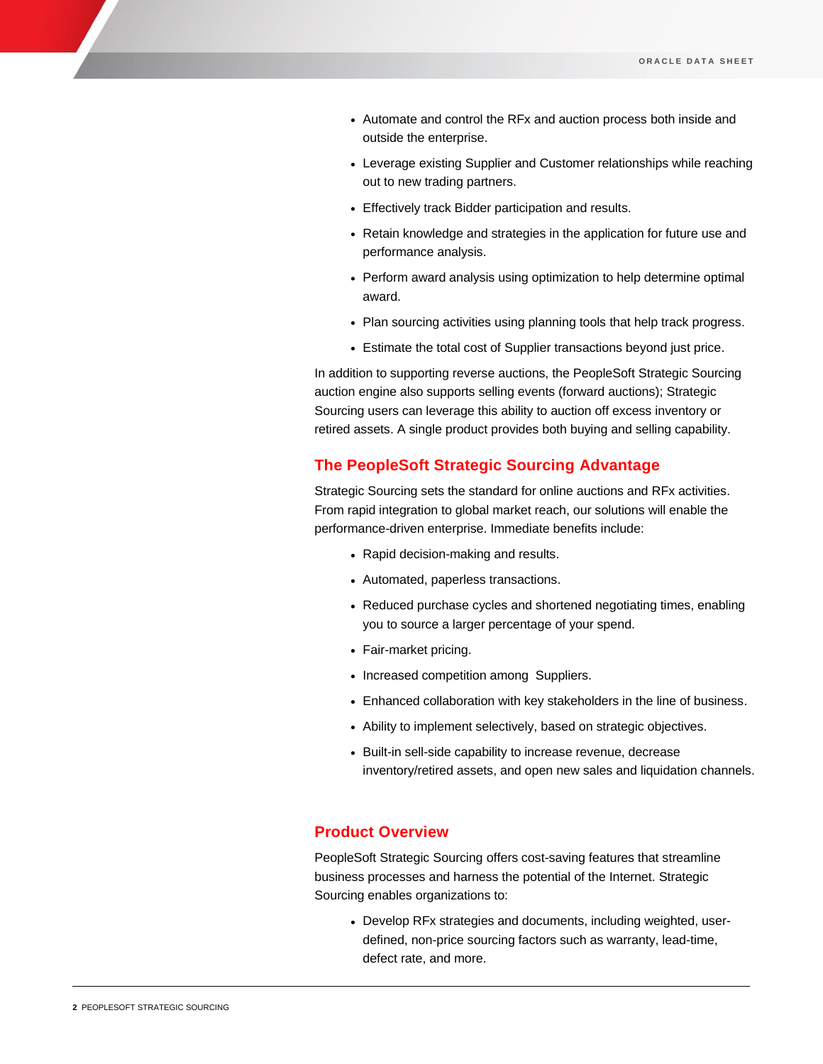- Automate and control the RFx and auction process both inside and outside the enterprise.
- Leverage existing Supplier and Customer relationships while reaching out to new trading partners.
- Effectively track Bidder participation and results.
- Retain knowledge and strategies in the application for future use and performance analysis.
- Perform award analysis using optimization to help determine optimal award.
- Plan sourcing activities using planning tools that help track progress.
- Estimate the total cost of Supplier transactions beyond just price.

In addition to supporting reverse auctions, the PeopleSoft Strategic Sourcing auction engine also supports selling events (forward auctions); Strategic Sourcing users can leverage this ability to auction off excess inventory or retired assets. A single product provides both buying and selling capability.

## The PeopleSoft Strategic Sourcing Advantage

Strategic Sourcing sets the standard for online auctions and RFx activities. From rapid integration to global market reach, our solutions will enable the performance-driven enterprise. Immediate benefits include:

- Rapid decision-making and results.
- Automated, paperless transactions.
- Reduced purchase cycles and shortened negotiating times, enabling you to source a larger percentage of your spend.
- Fair-market pricing.
- Increased competition among Suppliers.
- Enhanced collaboration with key stakeholders in the line of business.
- Ability to implement selectively, based on strategic objectives.
- Built-in sell-side capability to increase revenue, decrease inventory/retired assets, and open new sales and liquidation channels.

## Product Overview

PeopleSoft Strategic Sourcing offers cost-saving features that streamline business processes and harness the potential of the Internet. Strategic Sourcing enables organizations to:

- Develop RFx strategies and documents, including weighted, user-defined, non-price sourcing factors such as warranty, lead-time, defect rate, and more.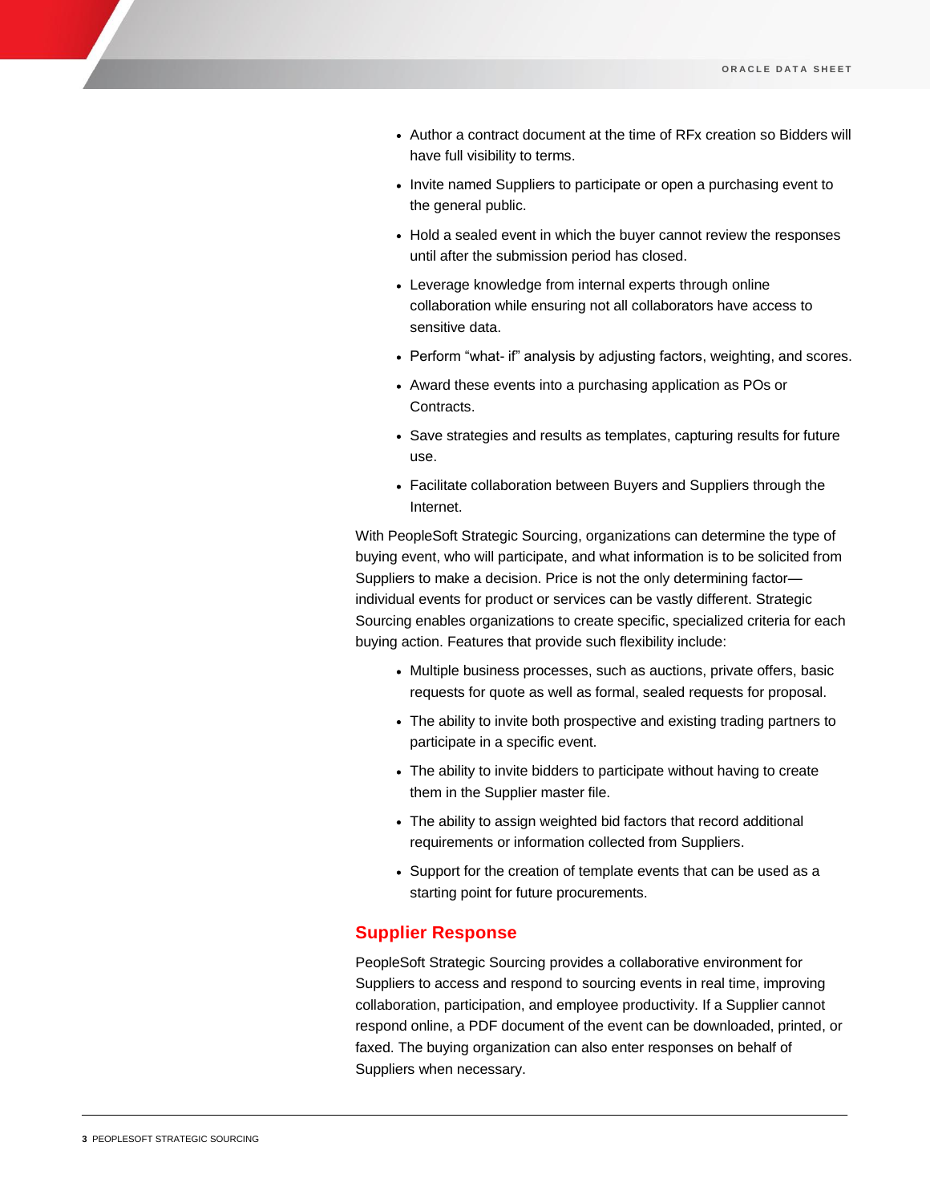- Author a contract document at the time of RFx creation so Bidders will have full visibility to terms.
- Invite named Suppliers to participate or open a purchasing event to the general public.
- Hold a sealed event in which the buyer cannot review the responses until after the submission period has closed.
- Leverage knowledge from internal experts through online collaboration while ensuring not all collaborators have access to sensitive data.
- Perform "what- if" analysis by adjusting factors, weighting, and scores.
- Award these events into a purchasing application as POs or Contracts.
- Save strategies and results as templates, capturing results for future use.
- Facilitate collaboration between Buyers and Suppliers through the Internet.

With PeopleSoft Strategic Sourcing, organizations can determine the type of buying event, who will participate, and what information is to be solicited from Suppliers to make a decision. Price is not the only determining factor—individual events for product or services can be vastly different. Strategic Sourcing enables organizations to create specific, specialized criteria for each buying action. Features that provide such flexibility include:

- Multiple business processes, such as auctions, private offers, basic requests for quote as well as formal, sealed requests for proposal.
- The ability to invite both prospective and existing trading partners to participate in a specific event.
- The ability to invite bidders to participate without having to create them in the Supplier master file.
- The ability to assign weighted bid factors that record additional requirements or information collected from Suppliers.
- Support for the creation of template events that can be used as a starting point for future procurements.

## Supplier Response

PeopleSoft Strategic Sourcing provides a collaborative environment for Suppliers to access and respond to sourcing events in real time, improving collaboration, participation, and employee productivity. If a Supplier cannot respond online, a PDF document of the event can be downloaded, printed, or faxed. The buying organization can also enter responses on behalf of Suppliers when necessary.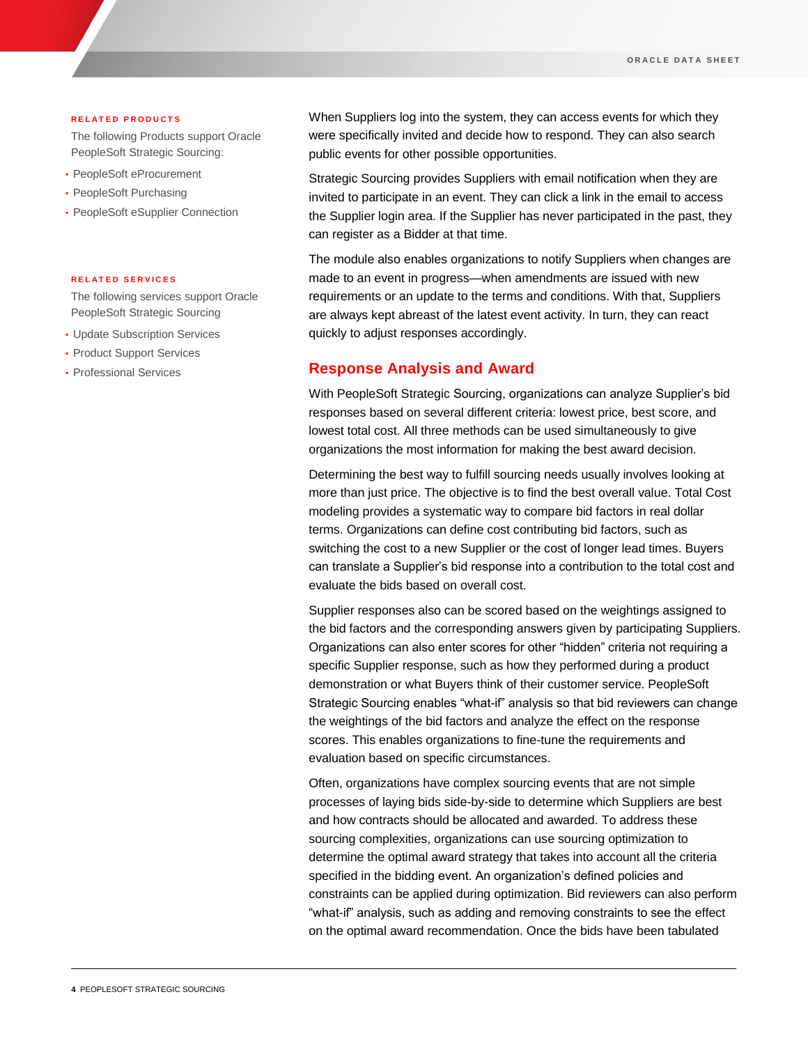**RELATED PRODUCTS**

The following Products support Oracle PeopleSoft Strategic Sourcing:

- PeopleSoft eProcurement
- PeopleSoft Purchasing
- PeopleSoft eSupplier Connection

**RELATED SERVICES**

The following services support Oracle PeopleSoft Strategic Sourcing

- Update Subscription Services
- Product Support Services
- Professional Services

When Suppliers log into the system, they can access events for which they were specifically invited and decide how to respond. They can also search public events for other possible opportunities.

Strategic Sourcing provides Suppliers with email notification when they are invited to participate in an event. They can click a link in the email to access the Supplier login area. If the Supplier has never participated in the past, they can register as a Bidder at that time.

The module also enables organizations to notify Suppliers when changes are made to an event in progress—when amendments are issued with new requirements or an update to the terms and conditions. With that, Suppliers are always kept abreast of the latest event activity. In turn, they can react quickly to adjust responses accordingly.

## Response Analysis and Award

With PeopleSoft Strategic Sourcing, organizations can analyze Supplier's bid responses based on several different criteria: lowest price, best score, and lowest total cost. All three methods can be used simultaneously to give organizations the most information for making the best award decision.

Determining the best way to fulfill sourcing needs usually involves looking at more than just price. The objective is to find the best overall value. Total Cost modeling provides a systematic way to compare bid factors in real dollar terms. Organizations can define cost contributing bid factors, such as switching the cost to a new Supplier or the cost of longer lead times. Buyers can translate a Supplier's bid response into a contribution to the total cost and evaluate the bids based on overall cost.

Supplier responses also can be scored based on the weightings assigned to the bid factors and the corresponding answers given by participating Suppliers. Organizations can also enter scores for other "hidden" criteria not requiring a specific Supplier response, such as how they performed during a product demonstration or what Buyers think of their customer service. PeopleSoft Strategic Sourcing enables "what-if" analysis so that bid reviewers can change the weightings of the bid factors and analyze the effect on the response scores. This enables organizations to fine-tune the requirements and evaluation based on specific circumstances.

Often, organizations have complex sourcing events that are not simple processes of laying bids side-by-side to determine which Suppliers are best and how contracts should be allocated and awarded. To address these sourcing complexities, organizations can use sourcing optimization to determine the optimal award strategy that takes into account all the criteria specified in the bidding event. An organization's defined policies and constraints can be applied during optimization. Bid reviewers can also perform "what-if" analysis, such as adding and removing constraints to see the effect on the optimal award recommendation. Once the bids have been tabulated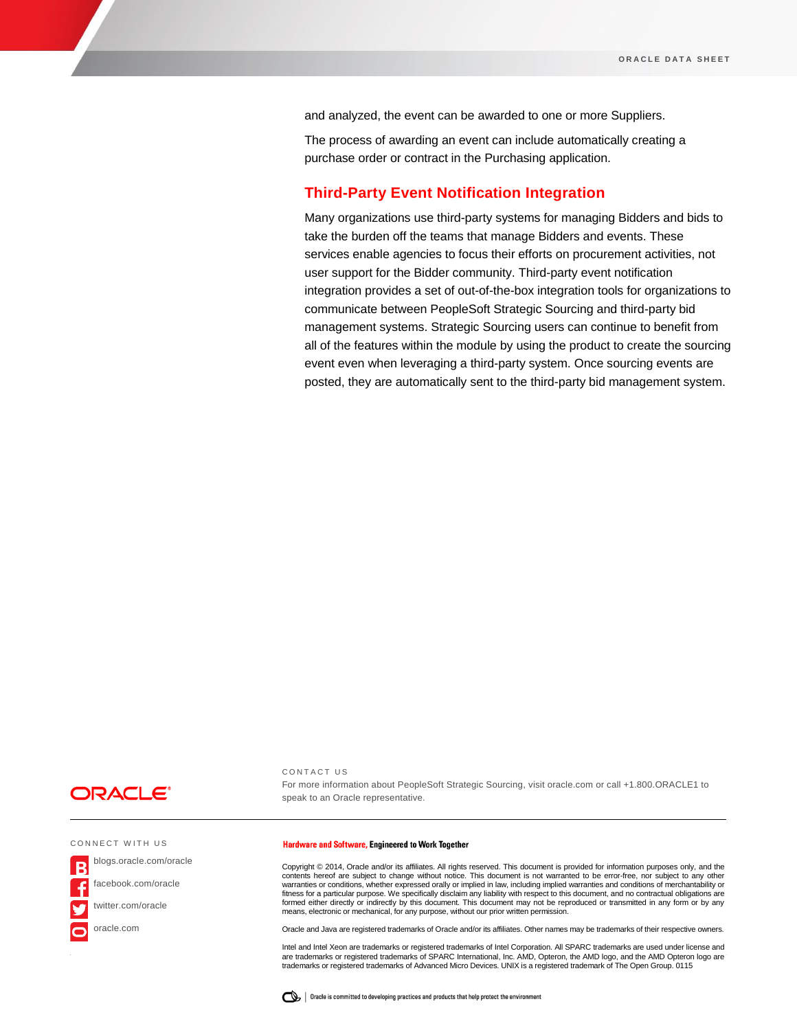and analyzed, the event can be awarded to one or more Suppliers.

The process of awarding an event can include automatically creating a purchase order or contract in the Purchasing application.

## Third-Party Event Notification Integration

Many organizations use third-party systems for managing Bidders and bids to take the burden off the teams that manage Bidders and events. These services enable agencies to focus their efforts on procurement activities, not user support for the Bidder community. Third-party event notification integration provides a set of out-of-the-box integration tools for organizations to communicate between PeopleSoft Strategic Sourcing and third-party bid management systems. Strategic Sourcing users can continue to benefit from all of the features within the module by using the product to create the sourcing event even when leveraging a third-party system. Once sourcing events are posted, they are automatically sent to the third-party bid management system.

ORACLE

CONTACT US

For more information about PeopleSoft Strategic Sourcing, visit oracle.com or call +1.800.ORACLE1 to speak to an Oracle representative.

CONNECT WITH US

blogs.oracle.com/oracle

facebook.com/oracle

twitter.com/oracle

oracle.com

**Hardware and Software, Engineered to Work Together**

Copyright © 2014, Oracle and/or its affiliates. All rights reserved. This document is provided for information purposes only, and the contents hereof are subject to change without notice. This document is not warranted to be error-free, nor subject to any other warranties or conditions, whether expressed orally or implied in law, including implied warranties and conditions of merchantability or fitness for a particular purpose. We specifically disclaim any liability with respect to this document, and no contractual obligations are formed either directly or indirectly by this document. This document may not be reproduced or transmitted in any form or by any means, electronic or mechanical, for any purpose, without our prior written permission.

Oracle and Java are registered trademarks of Oracle and/or its affiliates. Other names may be trademarks of their respective owners.

Intel and Intel Xeon are trademarks or registered trademarks of Intel Corporation. All SPARC trademarks are used under license and are trademarks or registered trademarks of SPARC International, Inc. AMD, Opteron, the AMD logo, and the AMD Opteron logo are trademarks or registered trademarks of Advanced Micro Devices. UNIX is a registered trademark of The Open Group. 0115

Oracle is committed to developing practices and products that help protect the environment